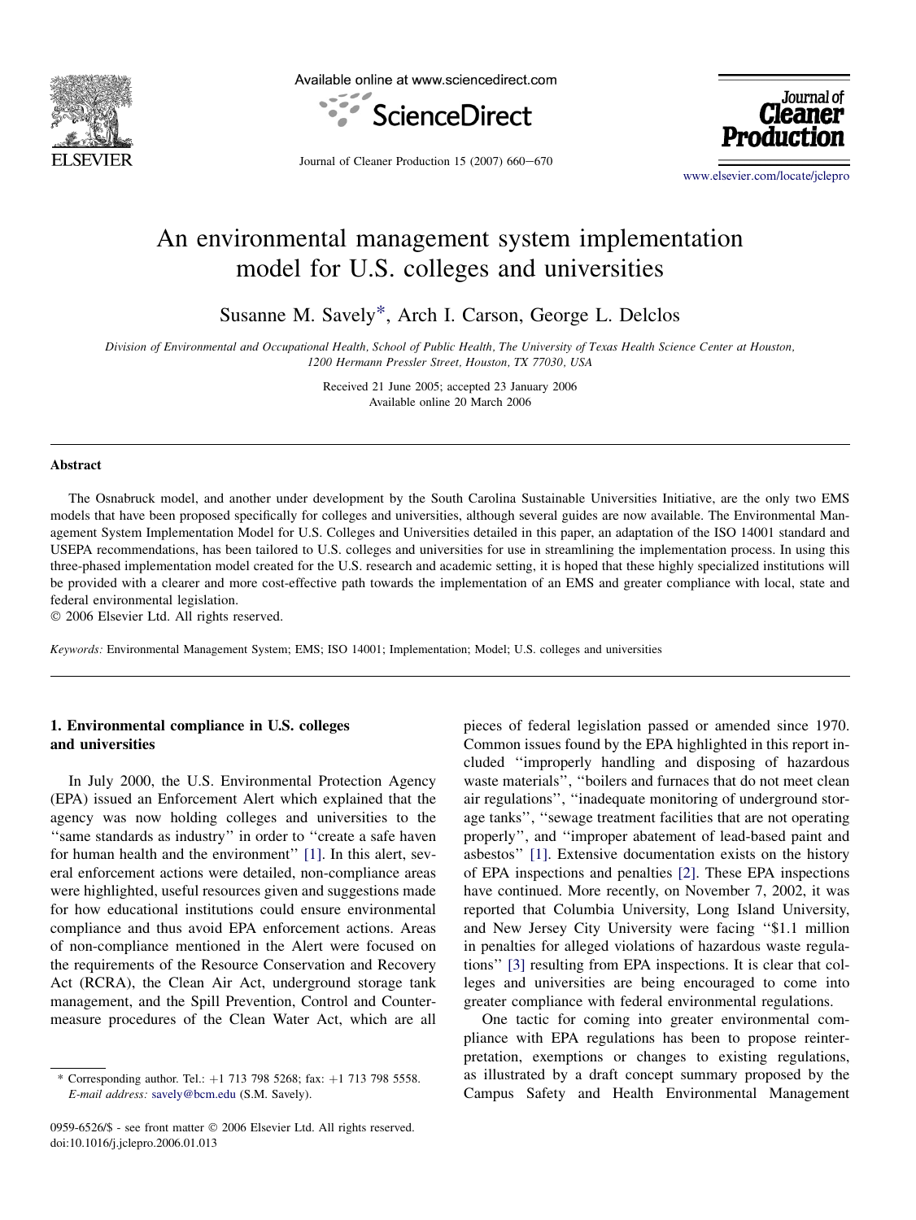# An environmental management system implementation model for U.S. colleges and universities

Susanne M. Savely*, Arch I. Carson, George L. Delclos

*Division of Environmental and Occupational Health, School of Public Health, The University of Texas Health Science Center at Houston, 1200 Hermann Pressler Street, Houston, TX 77030, USA*

Received 21 June 2005; accepted 23 January 2006

Available online 20 March 2006

## Abstract

The Osnabruck model, and another under development by the South Carolina Sustainable Universities Initiative, are the only two EMS models that have been proposed specifically for colleges and universities, although several guides are now available. The Environmental Management System Implementation Model for U.S. Colleges and Universities detailed in this paper, an adaptation of the ISO 14001 standard and USEPA recommendations, has been tailored to U.S. colleges and universities for use in streamlining the implementation process. In using this three-phased implementation model created for the U.S. research and academic setting, it is hoped that these highly specialized institutions will be provided with a clearer and more cost-effective path towards the implementation of an EMS and greater compliance with local, state and federal environmental legislation.

© 2006 Elsevier Ltd. All rights reserved.

*Keywords:* Environmental Management System; EMS; ISO 14001; Implementation; Model; U.S. colleges and universities

## 1. Environmental compliance in U.S. colleges and universities

In July 2000, the U.S. Environmental Protection Agency (EPA) issued an Enforcement Alert which explained that the agency was now holding colleges and universities to the "same standards as industry" in order to "create a safe haven for human health and the environment" [1]. In this alert, several enforcement actions were detailed, non-compliance areas were highlighted, useful resources given and suggestions made for how educational institutions could ensure environmental compliance and thus avoid EPA enforcement actions. Areas of non-compliance mentioned in the Alert were focused on the requirements of the Resource Conservation and Recovery Act (RCRA), the Clean Air Act, underground storage tank management, and the Spill Prevention, Control and Countermeasure procedures of the Clean Water Act, which are all pieces of federal legislation passed or amended since 1970. Common issues found by the EPA highlighted in this report included "improperly handling and disposing of hazardous waste materials", "boilers and furnaces that do not meet clean air regulations", "inadequate monitoring of underground storage tanks", "sewage treatment facilities that are not operating properly", and "improper abatement of lead-based paint and asbestos" [1]. Extensive documentation exists on the history of EPA inspections and penalties [2]. These EPA inspections have continued. More recently, on November 7, 2002, it was reported that Columbia University, Long Island University, and New Jersey City University were facing "$1.1 million in penalties for alleged violations of hazardous waste regulations" [3] resulting from EPA inspections. It is clear that colleges and universities are being encouraged to come into greater compliance with federal environmental regulations.

One tactic for coming into greater environmental compliance with EPA regulations has been to propose reinterpretation, exemptions or changes to existing regulations, as illustrated by a draft concept summary proposed by the Campus Safety and Health Environmental Management

* Corresponding author. Tel.: +1 713 798 5268; fax: +1 713 798 5558. *E-mail address:* savely@bcm.edu (S.M. Savely).

0959-6526/$ - see front matter © 2006 Elsevier Ltd. All rights reserved.
doi:10.1016/j.jclepro.2006.01.013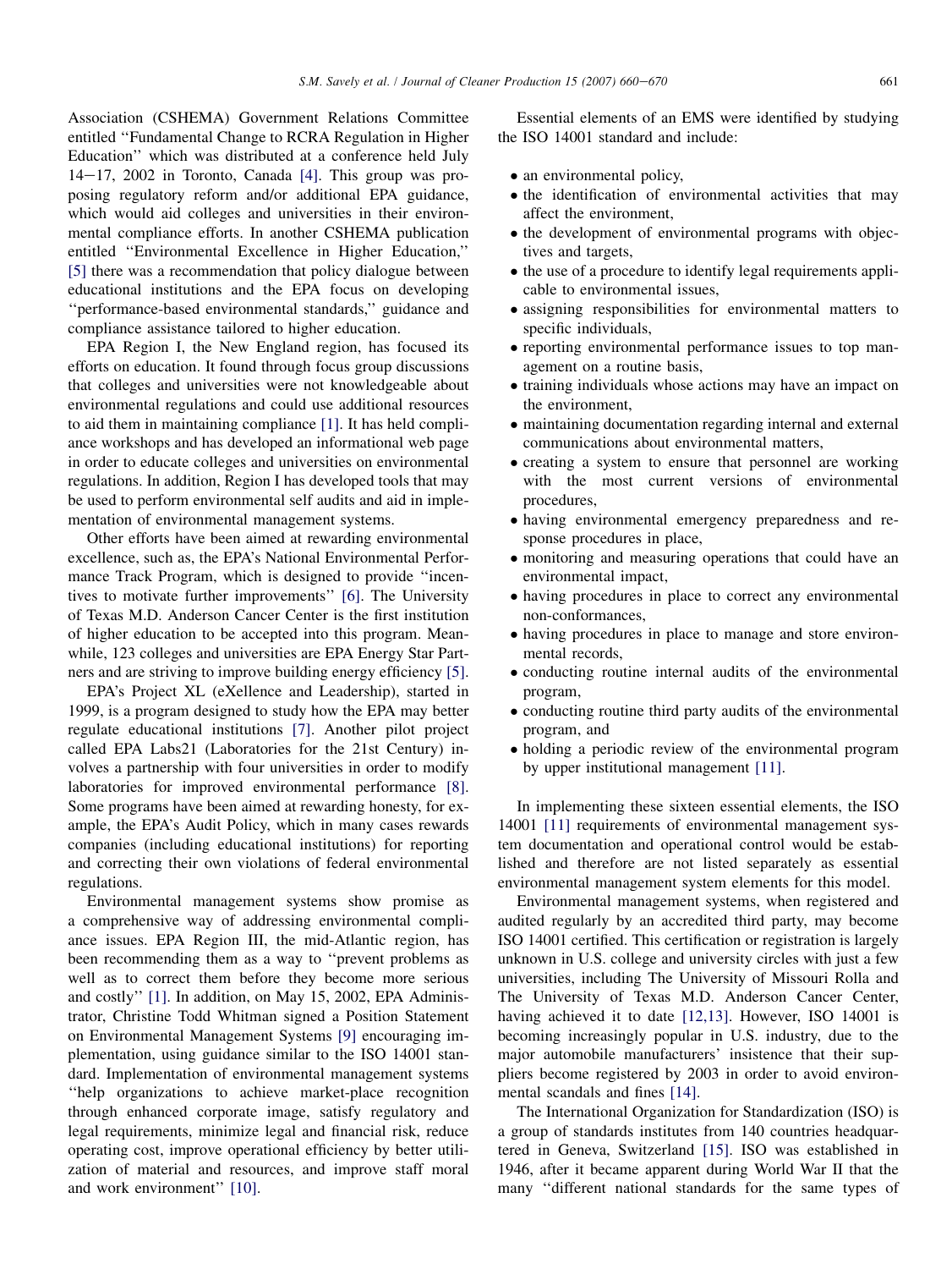Association (CSHEMA) Government Relations Committee entitled ''Fundamental Change to RCRA Regulation in Higher Education'' which was distributed at a conference held July 14–17, 2002 in Toronto, Canada [4]. This group was proposing regulatory reform and/or additional EPA guidance, which would aid colleges and universities in their environmental compliance efforts. In another CSHEMA publication entitled ''Environmental Excellence in Higher Education,'' [5] there was a recommendation that policy dialogue between educational institutions and the EPA focus on developing ''performance-based environmental standards,'' guidance and compliance assistance tailored to higher education.

EPA Region I, the New England region, has focused its efforts on education. It found through focus group discussions that colleges and universities were not knowledgeable about environmental regulations and could use additional resources to aid them in maintaining compliance [1]. It has held compliance workshops and has developed an informational web page in order to educate colleges and universities on environmental regulations. In addition, Region I has developed tools that may be used to perform environmental self audits and aid in implementation of environmental management systems.

Other efforts have been aimed at rewarding environmental excellence, such as, the EPA's National Environmental Performance Track Program, which is designed to provide ''incentives to motivate further improvements'' [6]. The University of Texas M.D. Anderson Cancer Center is the first institution of higher education to be accepted into this program. Meanwhile, 123 colleges and universities are EPA Energy Star Partners and are striving to improve building energy efficiency [5].

EPA's Project XL (eXellence and Leadership), started in 1999, is a program designed to study how the EPA may better regulate educational institutions [7]. Another pilot project called EPA Labs21 (Laboratories for the 21st Century) involves a partnership with four universities in order to modify laboratories for improved environmental performance [8]. Some programs have been aimed at rewarding honesty, for example, the EPA's Audit Policy, which in many cases rewards companies (including educational institutions) for reporting and correcting their own violations of federal environmental regulations.

Environmental management systems show promise as a comprehensive way of addressing environmental compliance issues. EPA Region III, the mid-Atlantic region, has been recommending them as a way to ''prevent problems as well as to correct them before they become more serious and costly'' [1]. In addition, on May 15, 2002, EPA Administrator, Christine Todd Whitman signed a Position Statement on Environmental Management Systems [9] encouraging implementation, using guidance similar to the ISO 14001 standard. Implementation of environmental management systems ''help organizations to achieve market-place recognition through enhanced corporate image, satisfy regulatory and legal requirements, minimize legal and financial risk, reduce operating cost, improve operational efficiency by better utilization of material and resources, and improve staff moral and work environment'' [10].

Essential elements of an EMS were identified by studying the ISO 14001 standard and include:

- an environmental policy,
- the identification of environmental activities that may affect the environment,
- the development of environmental programs with objectives and targets,
- the use of a procedure to identify legal requirements applicable to environmental issues,
- assigning responsibilities for environmental matters to specific individuals,
- reporting environmental performance issues to top management on a routine basis,
- training individuals whose actions may have an impact on the environment,
- maintaining documentation regarding internal and external communications about environmental matters,
- creating a system to ensure that personnel are working with the most current versions of environmental procedures,
- having environmental emergency preparedness and response procedures in place,
- monitoring and measuring operations that could have an environmental impact,
- having procedures in place to correct any environmental non-conformances,
- having procedures in place to manage and store environmental records,
- conducting routine internal audits of the environmental program,
- conducting routine third party audits of the environmental program, and
- holding a periodic review of the environmental program by upper institutional management [11].

In implementing these sixteen essential elements, the ISO 14001 [11] requirements of environmental management system documentation and operational control would be established and therefore are not listed separately as essential environmental management system elements for this model.

Environmental management systems, when registered and audited regularly by an accredited third party, may become ISO 14001 certified. This certification or registration is largely unknown in U.S. college and university circles with just a few universities, including The University of Missouri Rolla and The University of Texas M.D. Anderson Cancer Center, having achieved it to date [12,13]. However, ISO 14001 is becoming increasingly popular in U.S. industry, due to the major automobile manufacturers' insistence that their suppliers become registered by 2003 in order to avoid environmental scandals and fines [14].

The International Organization for Standardization (ISO) is a group of standards institutes from 140 countries headquartered in Geneva, Switzerland [15]. ISO was established in 1946, after it became apparent during World War II that the many ''different national standards for the same types of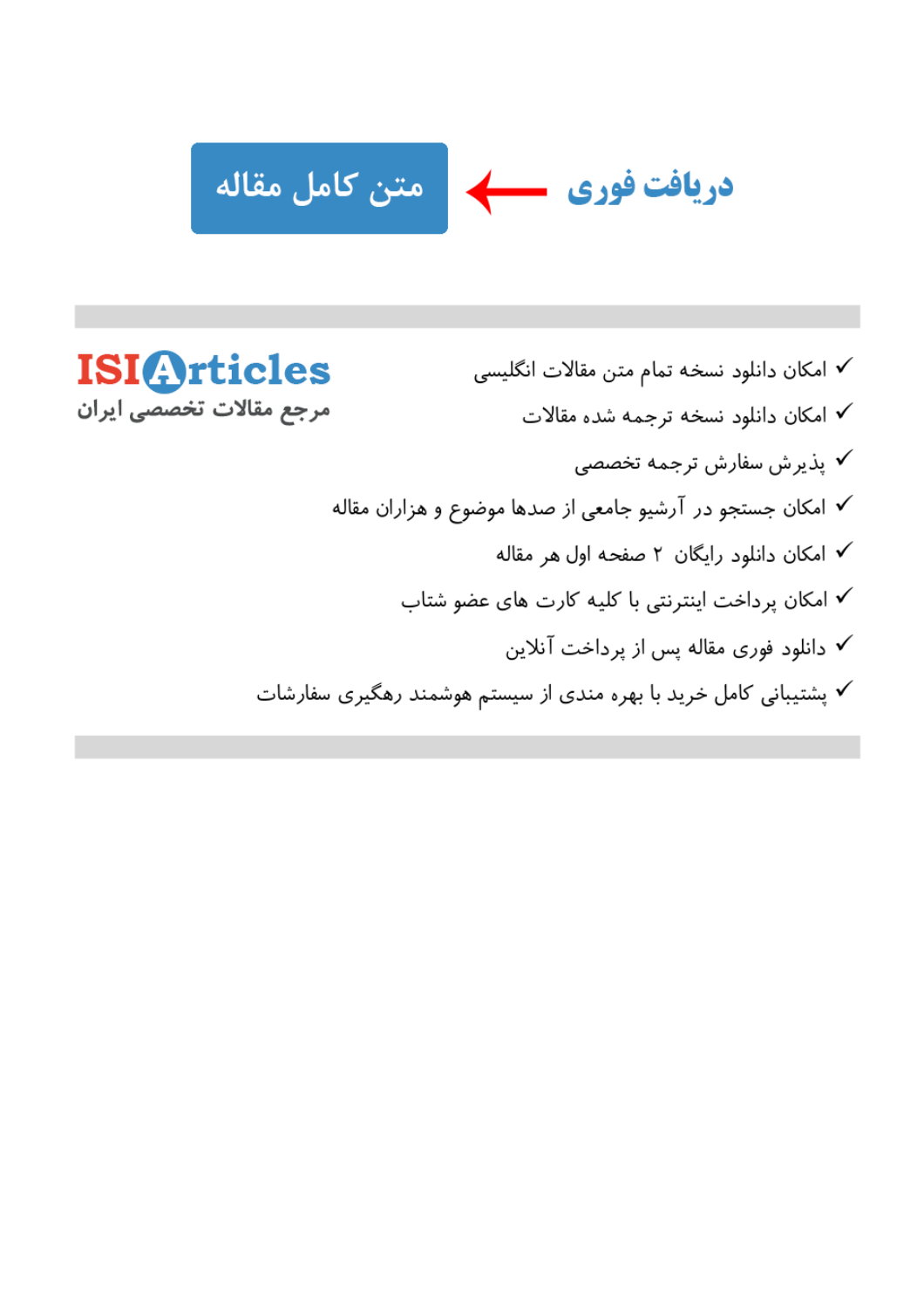دریافت فوری ← **متن کامل مقاله**

**ISIArticles**
مرجع مقالات تخصصی ایران

- ✓ امکان دانلود نسخه تمام متن مقالات انگلیسی
- ✓ امکان دانلود نسخه ترجمه شده مقالات
- ✓ پذیرش سفارش ترجمه تخصصی
- ✓ امکان جستجو در آرشیو جامعی از صدها موضوع و هزاران مقاله
- ✓ امکان دانلود رایگان ۲ صفحه اول هر مقاله
- ✓ امکان پرداخت اینترنتی با کلیه کارت های عضو شتاب
- ✓ دانلود فوری مقاله پس از پرداخت آنلاین
- ✓ پشتیبانی کامل خرید با بهره مندی از سیستم هوشمند رهگیری سفارشات